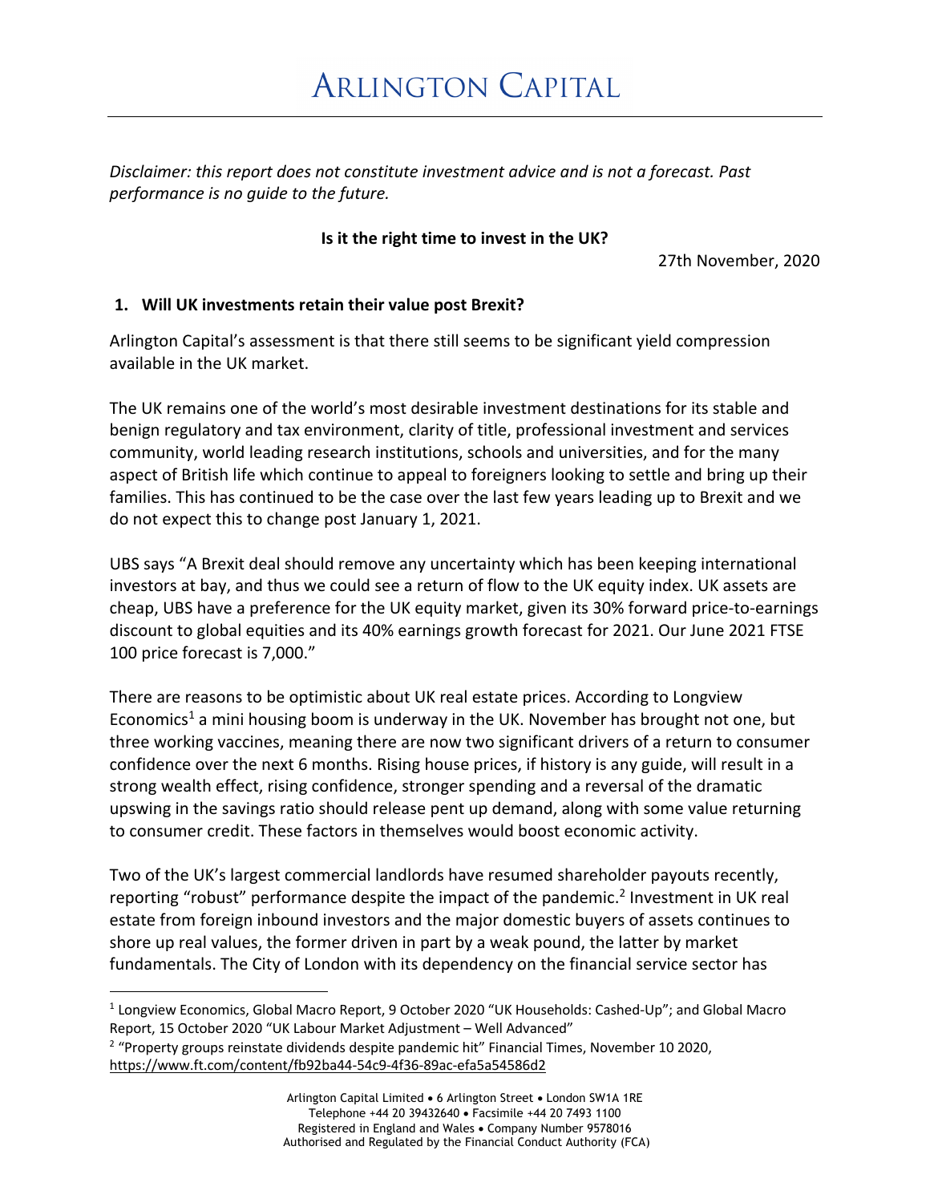# ARLINGTON CAPITAL

*Disclaimer: this report does not constitute investment advice and is not a forecast. Past performance is no guide to the future.*

**Is it the right time to invest in the UK?**

27th November, 2020

## 1. Will UK investments retain their value post Brexit?

Arlington Capital's assessment is that there still seems to be significant yield compression available in the UK market.

The UK remains one of the world's most desirable investment destinations for its stable and benign regulatory and tax environment, clarity of title, professional investment and services community, world leading research institutions, schools and universities, and for the many aspect of British life which continue to appeal to foreigners looking to settle and bring up their families. This has continued to be the case over the last few years leading up to Brexit and we do not expect this to change post January 1, 2021.

UBS says "A Brexit deal should remove any uncertainty which has been keeping international investors at bay, and thus we could see a return of flow to the UK equity index. UK assets are cheap, UBS have a preference for the UK equity market, given its 30% forward price-to-earnings discount to global equities and its 40% earnings growth forecast for 2021. Our June 2021 FTSE 100 price forecast is 7,000."

There are reasons to be optimistic about UK real estate prices. According to Longview Economics[1] a mini housing boom is underway in the UK. November has brought not one, but three working vaccines, meaning there are now two significant drivers of a return to consumer confidence over the next 6 months. Rising house prices, if history is any guide, will result in a strong wealth effect, rising confidence, stronger spending and a reversal of the dramatic upswing in the savings ratio should release pent up demand, along with some value returning to consumer credit. These factors in themselves would boost economic activity.

Two of the UK's largest commercial landlords have resumed shareholder payouts recently, reporting "robust" performance despite the impact of the pandemic.[2] Investment in UK real estate from foreign inbound investors and the major domestic buyers of assets continues to shore up real values, the former driven in part by a weak pound, the latter by market fundamentals. The City of London with its dependency on the financial service sector has

---

[1] Longview Economics, Global Macro Report, 9 October 2020 "UK Households: Cashed-Up"; and Global Macro Report, 15 October 2020 "UK Labour Market Adjustment – Well Advanced"

[2] "Property groups reinstate dividends despite pandemic hit" Financial Times, November 10 2020, https://www.ft.com/content/fb92ba44-54c9-4f36-89ac-efa5a54586d2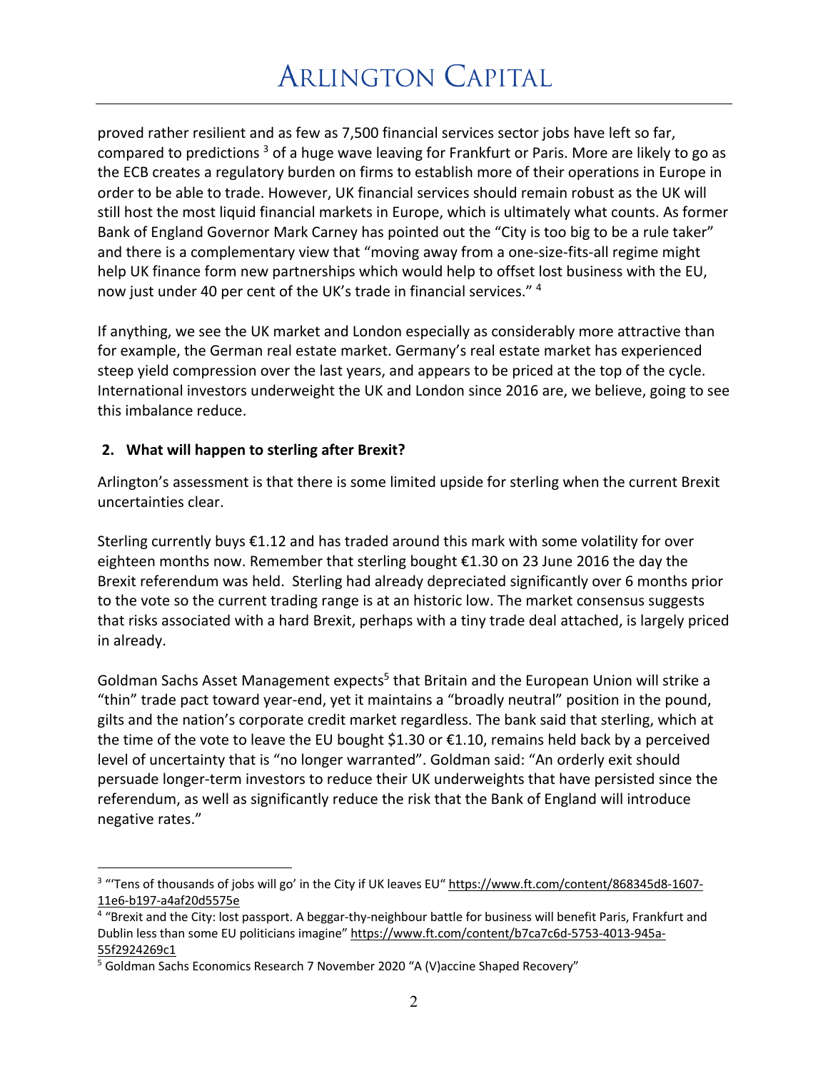proved rather resilient and as few as 7,500 financial services sector jobs have left so far, compared to predictions [3] of a huge wave leaving for Frankfurt or Paris. More are likely to go as the ECB creates a regulatory burden on firms to establish more of their operations in Europe in order to be able to trade. However, UK financial services should remain robust as the UK will still host the most liquid financial markets in Europe, which is ultimately what counts. As former Bank of England Governor Mark Carney has pointed out the "City is too big to be a rule taker" and there is a complementary view that "moving away from a one-size-fits-all regime might help UK finance form new partnerships which would help to offset lost business with the EU, now just under 40 per cent of the UK's trade in financial services." [4]

If anything, we see the UK market and London especially as considerably more attractive than for example, the German real estate market. Germany's real estate market has experienced steep yield compression over the last years, and appears to be priced at the top of the cycle. International investors underweight the UK and London since 2016 are, we believe, going to see this imbalance reduce.

## 2. What will happen to sterling after Brexit?

Arlington's assessment is that there is some limited upside for sterling when the current Brexit uncertainties clear.

Sterling currently buys €1.12 and has traded around this mark with some volatility for over eighteen months now. Remember that sterling bought €1.30 on 23 June 2016 the day the Brexit referendum was held. Sterling had already depreciated significantly over 6 months prior to the vote so the current trading range is at an historic low. The market consensus suggests that risks associated with a hard Brexit, perhaps with a tiny trade deal attached, is largely priced in already.

Goldman Sachs Asset Management expects[5] that Britain and the European Union will strike a "thin" trade pact toward year-end, yet it maintains a "broadly neutral" position in the pound, gilts and the nation's corporate credit market regardless. The bank said that sterling, which at the time of the vote to leave the EU bought $1.30 or €1.10, remains held back by a perceived level of uncertainty that is "no longer warranted". Goldman said: "An orderly exit should persuade longer-term investors to reduce their UK underweights that have persisted since the referendum, as well as significantly reduce the risk that the Bank of England will introduce negative rates."

---

[3] "'Tens of thousands of jobs will go' in the City if UK leaves EU" https://www.ft.com/content/868345d8-1607-11e6-b197-a4af20d5575e

[4] "Brexit and the City: lost passport. A beggar-thy-neighbour battle for business will benefit Paris, Frankfurt and Dublin less than some EU politicians imagine" https://www.ft.com/content/b7ca7c6d-5753-4013-945a-55f2924269c1

[5] Goldman Sachs Economics Research 7 November 2020 "A (V)accine Shaped Recovery"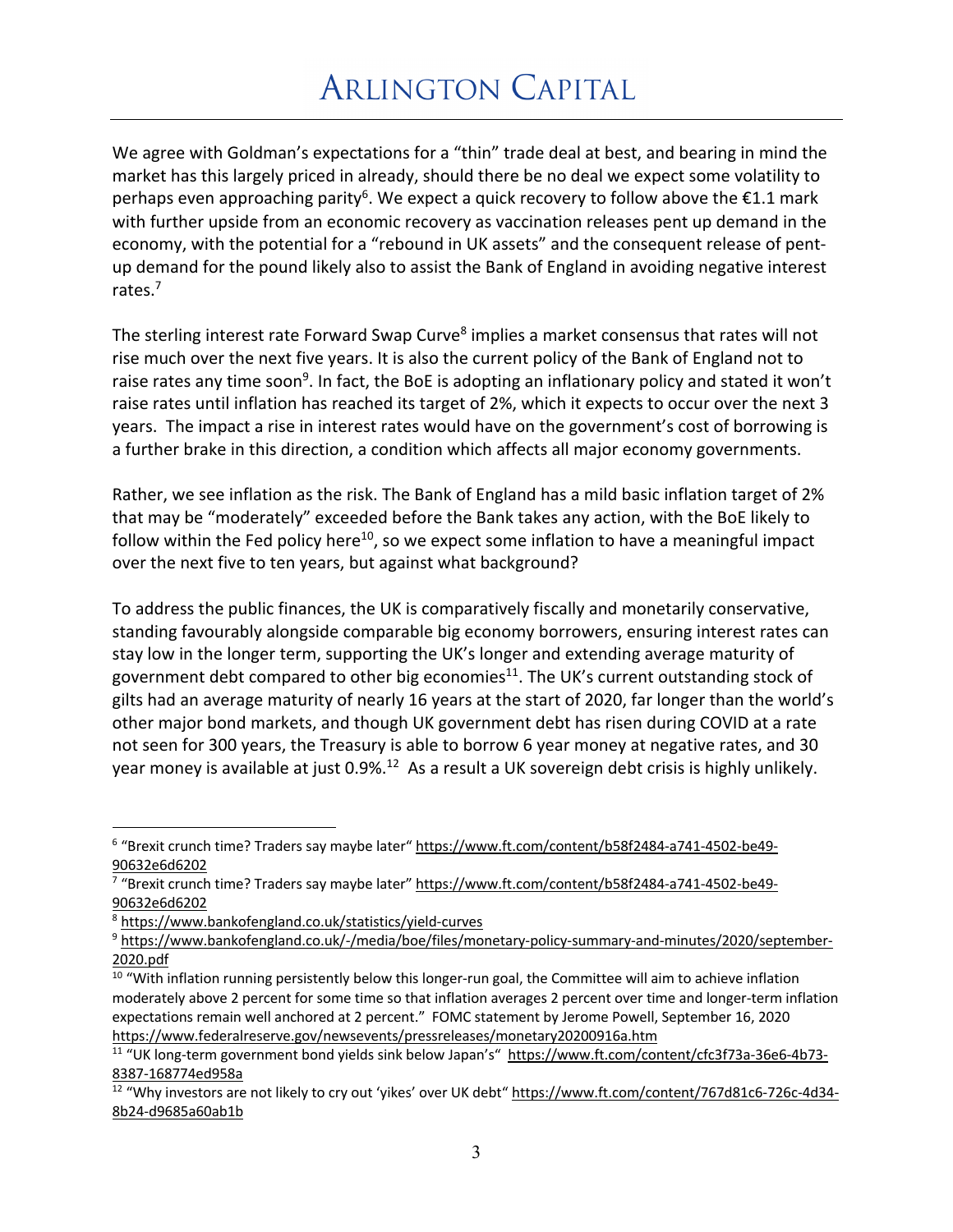We agree with Goldman's expectations for a "thin" trade deal at best, and bearing in mind the market has this largely priced in already, should there be no deal we expect some volatility to perhaps even approaching parity[6]. We expect a quick recovery to follow above the €1.1 mark with further upside from an economic recovery as vaccination releases pent up demand in the economy, with the potential for a "rebound in UK assets" and the consequent release of pent-up demand for the pound likely also to assist the Bank of England in avoiding negative interest rates.[7]

The sterling interest rate Forward Swap Curve[8] implies a market consensus that rates will not rise much over the next five years. It is also the current policy of the Bank of England not to raise rates any time soon[9]. In fact, the BoE is adopting an inflationary policy and stated it won't raise rates until inflation has reached its target of 2%, which it expects to occur over the next 3 years. The impact a rise in interest rates would have on the government's cost of borrowing is a further brake in this direction, a condition which affects all major economy governments.

Rather, we see inflation as the risk. The Bank of England has a mild basic inflation target of 2% that may be "moderately" exceeded before the Bank takes any action, with the BoE likely to follow within the Fed policy here[10], so we expect some inflation to have a meaningful impact over the next five to ten years, but against what background?

To address the public finances, the UK is comparatively fiscally and monetarily conservative, standing favourably alongside comparable big economy borrowers, ensuring interest rates can stay low in the longer term, supporting the UK's longer and extending average maturity of government debt compared to other big economies[11]. The UK's current outstanding stock of gilts had an average maturity of nearly 16 years at the start of 2020, far longer than the world's other major bond markets, and though UK government debt has risen during COVID at a rate not seen for 300 years, the Treasury is able to borrow 6 year money at negative rates, and 30 year money is available at just 0.9%.[12] As a result a UK sovereign debt crisis is highly unlikely.

---

[6] "Brexit crunch time? Traders say maybe later" https://www.ft.com/content/b58f2484-a741-4502-be49-90632e6d6202

[7] "Brexit crunch time? Traders say maybe later" https://www.ft.com/content/b58f2484-a741-4502-be49-90632e6d6202

[8] https://www.bankofengland.co.uk/statistics/yield-curves

[9] https://www.bankofengland.co.uk/-/media/boe/files/monetary-policy-summary-and-minutes/2020/september-2020.pdf

[10] "With inflation running persistently below this longer-run goal, the Committee will aim to achieve inflation moderately above 2 percent for some time so that inflation averages 2 percent over time and longer-term inflation expectations remain well anchored at 2 percent." FOMC statement by Jerome Powell, September 16, 2020 https://www.federalreserve.gov/newsevents/pressreleases/monetary20200916a.htm

[11] "UK long-term government bond yields sink below Japan's" https://www.ft.com/content/cfc3f73a-36e6-4b73-8387-168774ed958a

[12] "Why investors are not likely to cry out 'yikes' over UK debt" https://www.ft.com/content/767d81c6-726c-4d34-8b24-d9685a60ab1b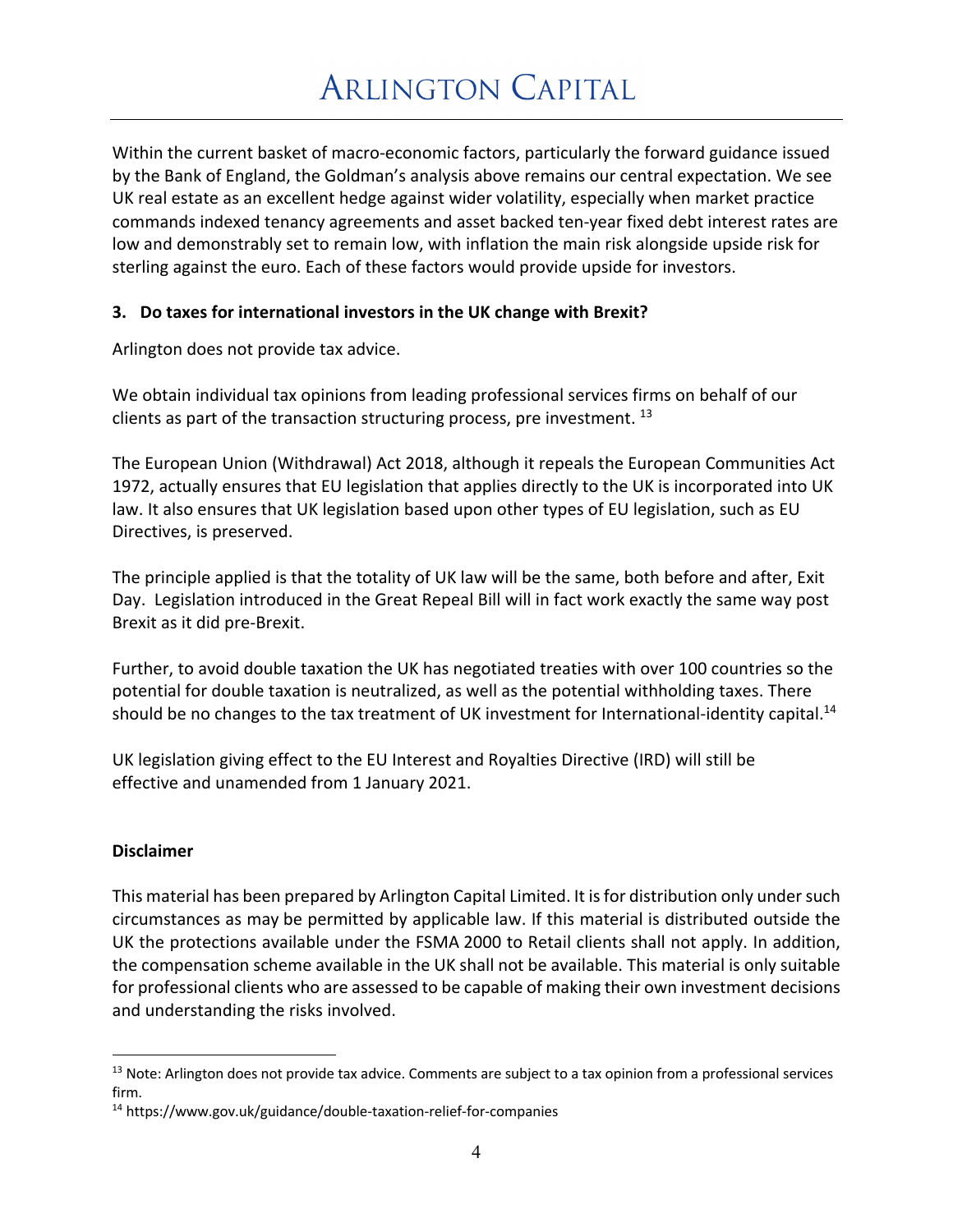Within the current basket of macro-economic factors, particularly the forward guidance issued by the Bank of England, the Goldman's analysis above remains our central expectation. We see UK real estate as an excellent hedge against wider volatility, especially when market practice commands indexed tenancy agreements and asset backed ten-year fixed debt interest rates are low and demonstrably set to remain low, with inflation the main risk alongside upside risk for sterling against the euro. Each of these factors would provide upside for investors.

**3. Do taxes for international investors in the UK change with Brexit?**

Arlington does not provide tax advice.

We obtain individual tax opinions from leading professional services firms on behalf of our clients as part of the transaction structuring process, pre investment. [13]

The European Union (Withdrawal) Act 2018, although it repeals the European Communities Act 1972, actually ensures that EU legislation that applies directly to the UK is incorporated into UK law. It also ensures that UK legislation based upon other types of EU legislation, such as EU Directives, is preserved.

The principle applied is that the totality of UK law will be the same, both before and after, Exit Day. Legislation introduced in the Great Repeal Bill will in fact work exactly the same way post Brexit as it did pre-Brexit.

Further, to avoid double taxation the UK has negotiated treaties with over 100 countries so the potential for double taxation is neutralized, as well as the potential withholding taxes. There should be no changes to the tax treatment of UK investment for International-identity capital.[14]

UK legislation giving effect to the EU Interest and Royalties Directive (IRD) will still be effective and unamended from 1 January 2021.

**Disclaimer**

This material has been prepared by Arlington Capital Limited. It is for distribution only under such circumstances as may be permitted by applicable law. If this material is distributed outside the UK the protections available under the FSMA 2000 to Retail clients shall not apply. In addition, the compensation scheme available in the UK shall not be available. This material is only suitable for professional clients who are assessed to be capable of making their own investment decisions and understanding the risks involved.

---

[13] Note: Arlington does not provide tax advice. Comments are subject to a tax opinion from a professional services firm.

[14] https://www.gov.uk/guidance/double-taxation-relief-for-companies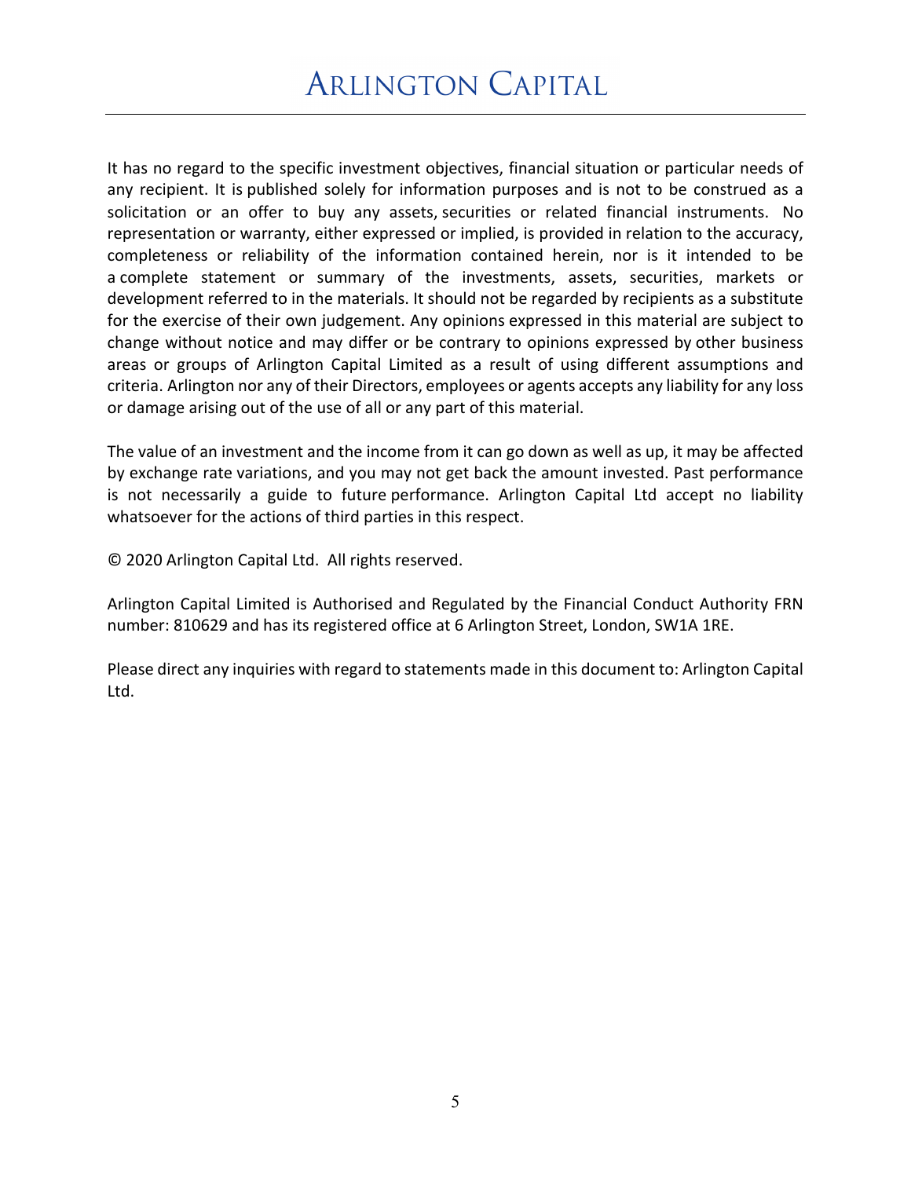It has no regard to the specific investment objectives, financial situation or particular needs of any recipient. It is published solely for information purposes and is not to be construed as a solicitation or an offer to buy any assets, securities or related financial instruments. No representation or warranty, either expressed or implied, is provided in relation to the accuracy, completeness or reliability of the information contained herein, nor is it intended to be a complete statement or summary of the investments, assets, securities, markets or development referred to in the materials. It should not be regarded by recipients as a substitute for the exercise of their own judgement. Any opinions expressed in this material are subject to change without notice and may differ or be contrary to opinions expressed by other business areas or groups of Arlington Capital Limited as a result of using different assumptions and criteria. Arlington nor any of their Directors, employees or agents accepts any liability for any loss or damage arising out of the use of all or any part of this material.

The value of an investment and the income from it can go down as well as up, it may be affected by exchange rate variations, and you may not get back the amount invested. Past performance is not necessarily a guide to future performance. Arlington Capital Ltd accept no liability whatsoever for the actions of third parties in this respect.

© 2020 Arlington Capital Ltd. All rights reserved.

Arlington Capital Limited is Authorised and Regulated by the Financial Conduct Authority FRN number: 810629 and has its registered office at 6 Arlington Street, London, SW1A 1RE.

Please direct any inquiries with regard to statements made in this document to: Arlington Capital Ltd.